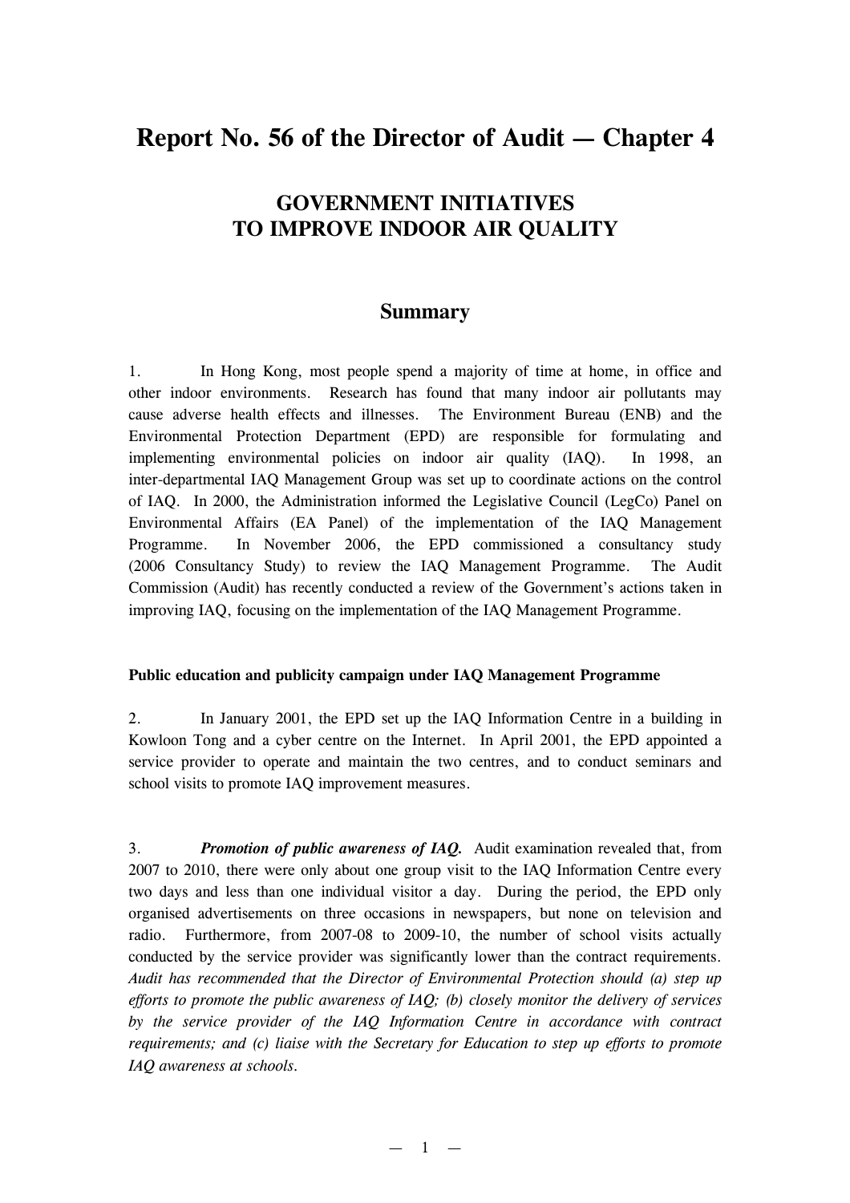# Report No. 56 of the Director of Audit — Chapter 4

## GOVERNMENT INITIATIVES TO IMPROVE INDOOR AIR QUALITY

## Summary

1. In Hong Kong, most people spend a majority of time at home, in office and other indoor environments. Research has found that many indoor air pollutants may cause adverse health effects and illnesses. The Environment Bureau (ENB) and the Environmental Protection Department (EPD) are responsible for formulating and implementing environmental policies on indoor air quality (IAQ). In 1998, an inter-departmental IAQ Management Group was set up to coordinate actions on the control of IAQ. In 2000, the Administration informed the Legislative Council (LegCo) Panel on Environmental Affairs (EA Panel) of the implementation of the IAQ Management Programme. In November 2006, the EPD commissioned a consultancy study (2006 Consultancy Study) to review the IAQ Management Programme. The Audit Commission (Audit) has recently conducted a review of the Government's actions taken in improving IAQ, focusing on the implementation of the IAQ Management Programme.

**Public education and publicity campaign under IAQ Management Programme**

2. In January 2001, the EPD set up the IAQ Information Centre in a building in Kowloon Tong and a cyber centre on the Internet. In April 2001, the EPD appointed a service provider to operate and maintain the two centres, and to conduct seminars and school visits to promote IAQ improvement measures.

3. ***Promotion of public awareness of IAQ.*** Audit examination revealed that, from 2007 to 2010, there were only about one group visit to the IAQ Information Centre every two days and less than one individual visitor a day. During the period, the EPD only organised advertisements on three occasions in newspapers, but none on television and radio. Furthermore, from 2007-08 to 2009-10, the number of school visits actually conducted by the service provider was significantly lower than the contract requirements. *Audit has recommended that the Director of Environmental Protection should (a) step up efforts to promote the public awareness of IAQ; (b) closely monitor the delivery of services by the service provider of the IAQ Information Centre in accordance with contract requirements; and (c) liaise with the Secretary for Education to step up efforts to promote IAQ awareness at schools.*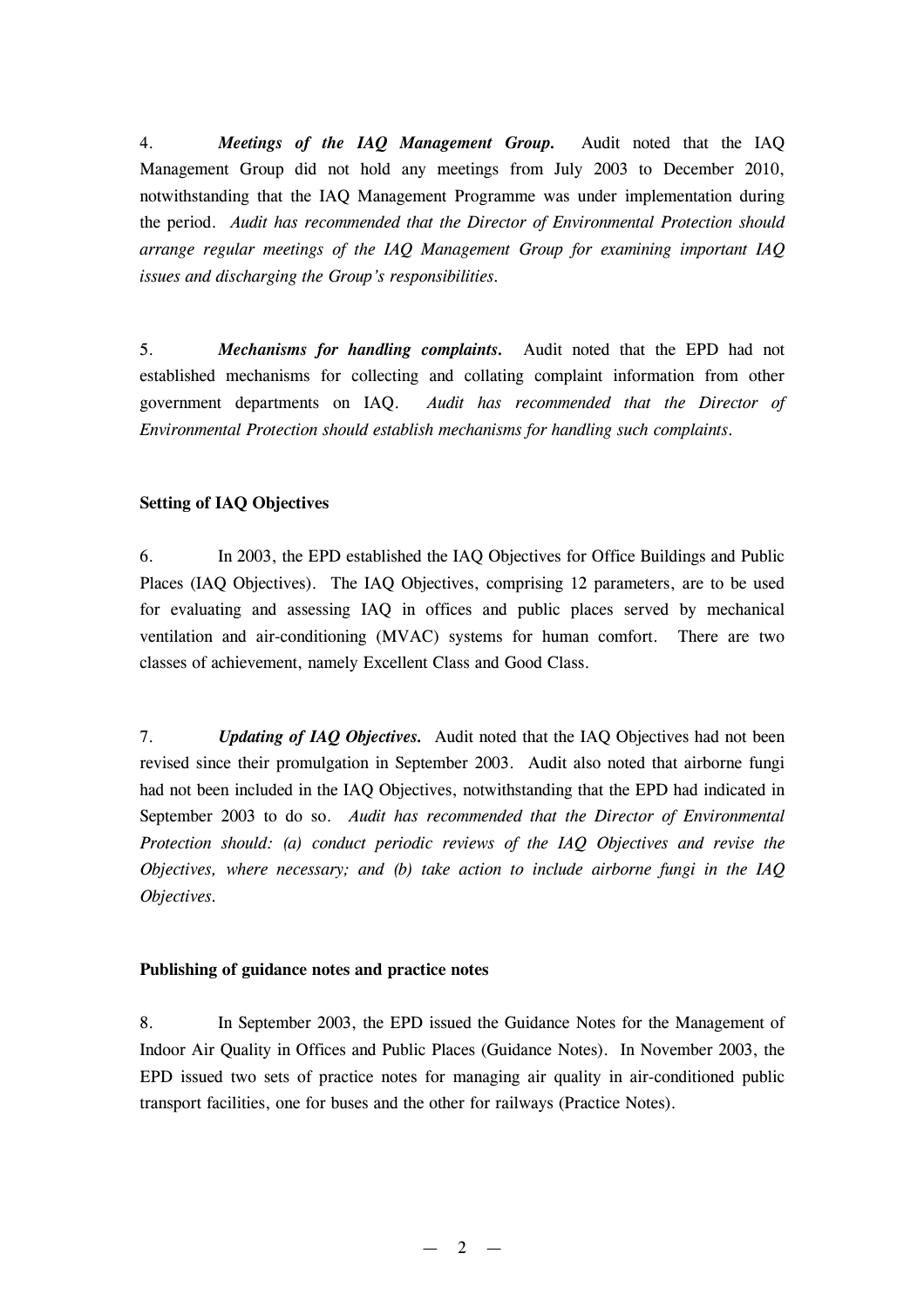4. ***Meetings of the IAQ Management Group.*** Audit noted that the IAQ Management Group did not hold any meetings from July 2003 to December 2010, notwithstanding that the IAQ Management Programme was under implementation during the period. *Audit has recommended that the Director of Environmental Protection should arrange regular meetings of the IAQ Management Group for examining important IAQ issues and discharging the Group's responsibilities.*

5. ***Mechanisms for handling complaints.*** Audit noted that the EPD had not established mechanisms for collecting and collating complaint information from other government departments on IAQ. *Audit has recommended that the Director of Environmental Protection should establish mechanisms for handling such complaints.*

**Setting of IAQ Objectives**

6. In 2003, the EPD established the IAQ Objectives for Office Buildings and Public Places (IAQ Objectives). The IAQ Objectives, comprising 12 parameters, are to be used for evaluating and assessing IAQ in offices and public places served by mechanical ventilation and air-conditioning (MVAC) systems for human comfort. There are two classes of achievement, namely Excellent Class and Good Class.

7. ***Updating of IAQ Objectives.*** Audit noted that the IAQ Objectives had not been revised since their promulgation in September 2003. Audit also noted that airborne fungi had not been included in the IAQ Objectives, notwithstanding that the EPD had indicated in September 2003 to do so. *Audit has recommended that the Director of Environmental Protection should: (a) conduct periodic reviews of the IAQ Objectives and revise the Objectives, where necessary; and (b) take action to include airborne fungi in the IAQ Objectives.*

**Publishing of guidance notes and practice notes**

8. In September 2003, the EPD issued the Guidance Notes for the Management of Indoor Air Quality in Offices and Public Places (Guidance Notes). In November 2003, the EPD issued two sets of practice notes for managing air quality in air-conditioned public transport facilities, one for buses and the other for railways (Practice Notes).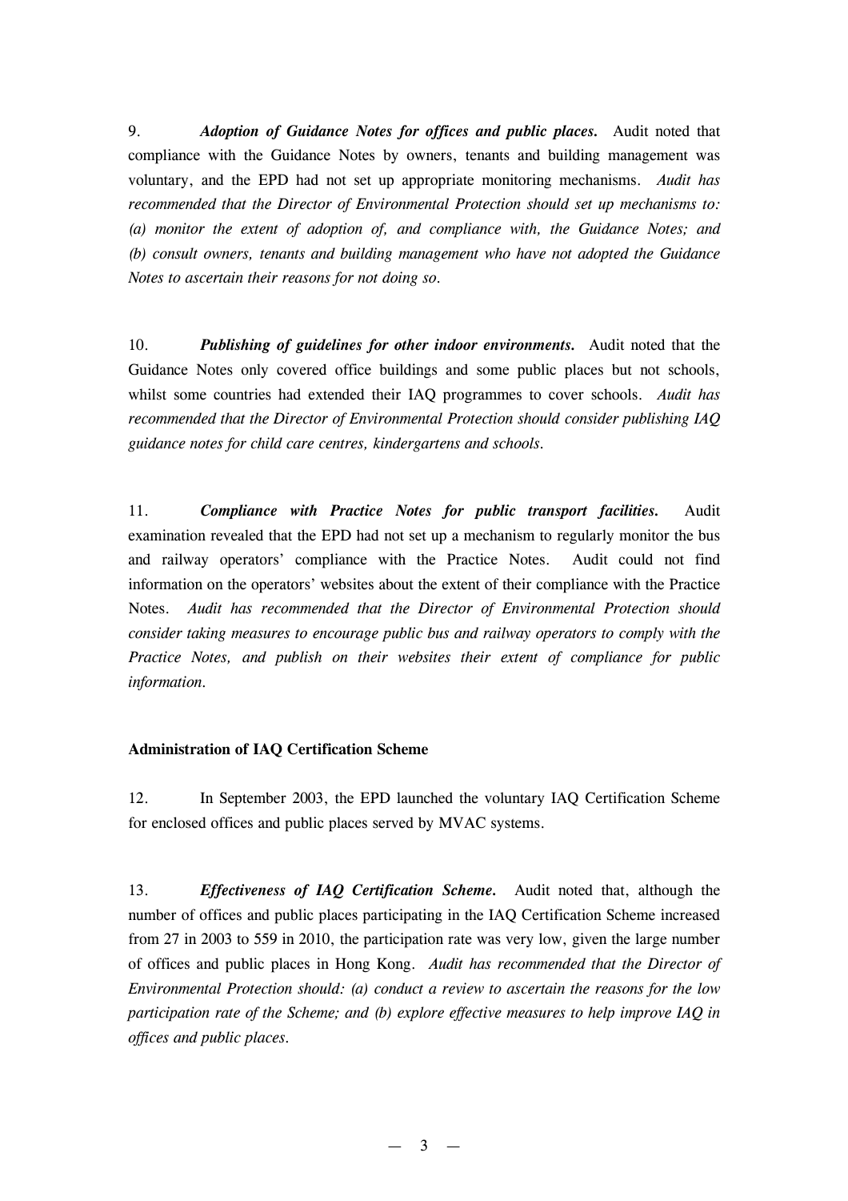9. ***Adoption of Guidance Notes for offices and public places.*** Audit noted that compliance with the Guidance Notes by owners, tenants and building management was voluntary, and the EPD had not set up appropriate monitoring mechanisms. *Audit has recommended that the Director of Environmental Protection should set up mechanisms to: (a) monitor the extent of adoption of, and compliance with, the Guidance Notes; and (b) consult owners, tenants and building management who have not adopted the Guidance Notes to ascertain their reasons for not doing so.*

10. ***Publishing of guidelines for other indoor environments.*** Audit noted that the Guidance Notes only covered office buildings and some public places but not schools, whilst some countries had extended their IAQ programmes to cover schools. *Audit has recommended that the Director of Environmental Protection should consider publishing IAQ guidance notes for child care centres, kindergartens and schools.*

11. ***Compliance with Practice Notes for public transport facilities.*** Audit examination revealed that the EPD had not set up a mechanism to regularly monitor the bus and railway operators' compliance with the Practice Notes. Audit could not find information on the operators' websites about the extent of their compliance with the Practice Notes. *Audit has recommended that the Director of Environmental Protection should consider taking measures to encourage public bus and railway operators to comply with the Practice Notes, and publish on their websites their extent of compliance for public information.*

**Administration of IAQ Certification Scheme**

12. In September 2003, the EPD launched the voluntary IAQ Certification Scheme for enclosed offices and public places served by MVAC systems.

13. ***Effectiveness of IAQ Certification Scheme.*** Audit noted that, although the number of offices and public places participating in the IAQ Certification Scheme increased from 27 in 2003 to 559 in 2010, the participation rate was very low, given the large number of offices and public places in Hong Kong. *Audit has recommended that the Director of Environmental Protection should: (a) conduct a review to ascertain the reasons for the low participation rate of the Scheme; and (b) explore effective measures to help improve IAQ in offices and public places.*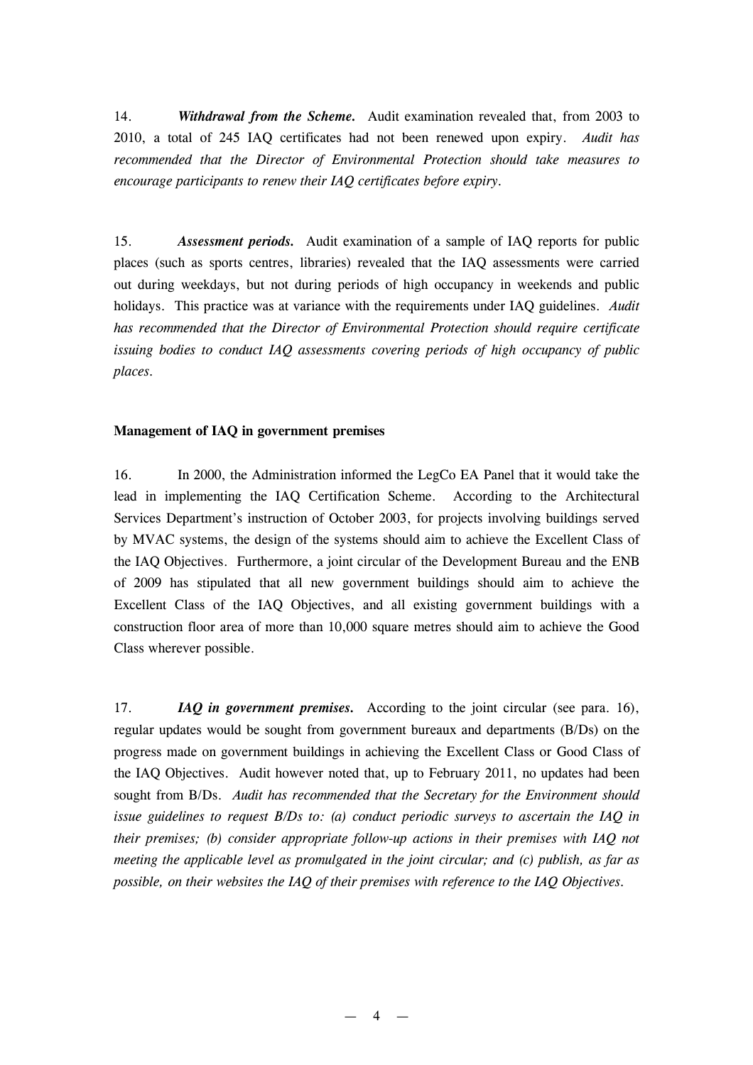14. ***Withdrawal from the Scheme.*** Audit examination revealed that, from 2003 to 2010, a total of 245 IAQ certificates had not been renewed upon expiry. *Audit has recommended that the Director of Environmental Protection should take measures to encourage participants to renew their IAQ certificates before expiry.*

15. ***Assessment periods.*** Audit examination of a sample of IAQ reports for public places (such as sports centres, libraries) revealed that the IAQ assessments were carried out during weekdays, but not during periods of high occupancy in weekends and public holidays. This practice was at variance with the requirements under IAQ guidelines. *Audit has recommended that the Director of Environmental Protection should require certificate issuing bodies to conduct IAQ assessments covering periods of high occupancy of public places.*

**Management of IAQ in government premises**

16. In 2000, the Administration informed the LegCo EA Panel that it would take the lead in implementing the IAQ Certification Scheme. According to the Architectural Services Department's instruction of October 2003, for projects involving buildings served by MVAC systems, the design of the systems should aim to achieve the Excellent Class of the IAQ Objectives. Furthermore, a joint circular of the Development Bureau and the ENB of 2009 has stipulated that all new government buildings should aim to achieve the Excellent Class of the IAQ Objectives, and all existing government buildings with a construction floor area of more than 10,000 square metres should aim to achieve the Good Class wherever possible.

17. ***IAQ in government premises.*** According to the joint circular (see para. 16), regular updates would be sought from government bureaux and departments (B/Ds) on the progress made on government buildings in achieving the Excellent Class or Good Class of the IAQ Objectives. Audit however noted that, up to February 2011, no updates had been sought from B/Ds. *Audit has recommended that the Secretary for the Environment should issue guidelines to request B/Ds to: (a) conduct periodic surveys to ascertain the IAQ in their premises; (b) consider appropriate follow-up actions in their premises with IAQ not meeting the applicable level as promulgated in the joint circular; and (c) publish, as far as possible, on their websites the IAQ of their premises with reference to the IAQ Objectives.*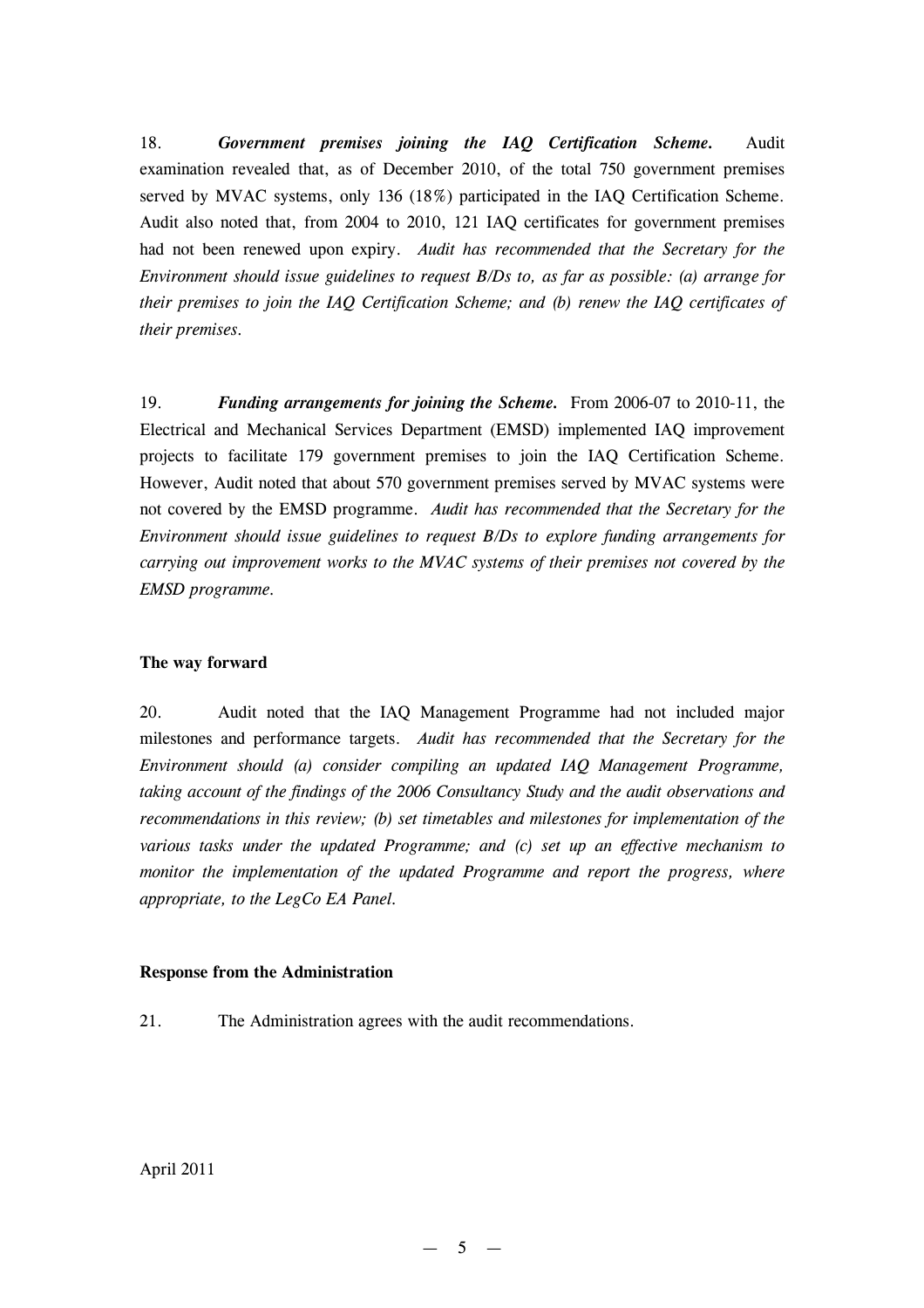18. ***Government premises joining the IAQ Certification Scheme.*** Audit examination revealed that, as of December 2010, of the total 750 government premises served by MVAC systems, only 136 (18%) participated in the IAQ Certification Scheme. Audit also noted that, from 2004 to 2010, 121 IAQ certificates for government premises had not been renewed upon expiry. *Audit has recommended that the Secretary for the Environment should issue guidelines to request B/Ds to, as far as possible: (a) arrange for their premises to join the IAQ Certification Scheme; and (b) renew the IAQ certificates of their premises.*

19. ***Funding arrangements for joining the Scheme.*** From 2006-07 to 2010-11, the Electrical and Mechanical Services Department (EMSD) implemented IAQ improvement projects to facilitate 179 government premises to join the IAQ Certification Scheme. However, Audit noted that about 570 government premises served by MVAC systems were not covered by the EMSD programme. *Audit has recommended that the Secretary for the Environment should issue guidelines to request B/Ds to explore funding arrangements for carrying out improvement works to the MVAC systems of their premises not covered by the EMSD programme.*

**The way forward**

20. Audit noted that the IAQ Management Programme had not included major milestones and performance targets. *Audit has recommended that the Secretary for the Environment should (a) consider compiling an updated IAQ Management Programme, taking account of the findings of the 2006 Consultancy Study and the audit observations and recommendations in this review; (b) set timetables and milestones for implementation of the various tasks under the updated Programme; and (c) set up an effective mechanism to monitor the implementation of the updated Programme and report the progress, where appropriate, to the LegCo EA Panel.*

**Response from the Administration**

21. The Administration agrees with the audit recommendations.

April 2011